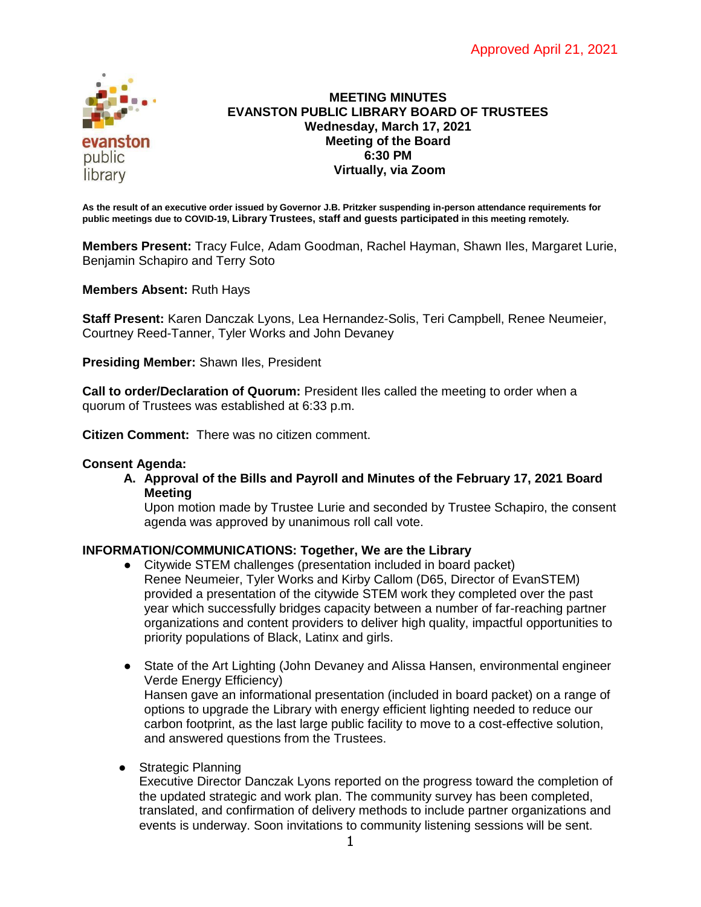Approved April 21, 2021

# MEETING MINUTES
## EVANSTON PUBLIC LIBRARY BOARD OF TRUSTEES
**Wednesday, March 17, 2021**
**Meeting of the Board**
**6:30 PM**
**Virtually, via Zoom**

**As the result of an executive order issued by Governor J.B. Pritzker suspending in-person attendance requirements for public meetings due to COVID-19, Library Trustees, staff and guests participated in this meeting remotely.**

**Members Present:** Tracy Fulce, Adam Goodman, Rachel Hayman, Shawn Iles, Margaret Lurie, Benjamin Schapiro and Terry Soto

**Members Absent:** Ruth Hays

**Staff Present:** Karen Danczak Lyons, Lea Hernandez-Solis, Teri Campbell, Renee Neumeier, Courtney Reed-Tanner, Tyler Works and John Devaney

**Presiding Member:** Shawn Iles, President

**Call to order/Declaration of Quorum:** President Iles called the meeting to order when a quorum of Trustees was established at 6:33 p.m.

**Citizen Comment:** There was no citizen comment.

**Consent Agenda:**

A. **Approval of the Bills and Payroll and Minutes of the February 17, 2021 Board Meeting**
   Upon motion made by Trustee Lurie and seconded by Trustee Schapiro, the consent agenda was approved by unanimous roll call vote.

**INFORMATION/COMMUNICATIONS: Together, We are the Library**

- Citywide STEM challenges (presentation included in board packet)
  Renee Neumeier, Tyler Works and Kirby Callom (D65, Director of EvanSTEM) provided a presentation of the citywide STEM work they completed over the past year which successfully bridges capacity between a number of far-reaching partner organizations and content providers to deliver high quality, impactful opportunities to priority populations of Black, Latinx and girls.

- State of the Art Lighting (John Devaney and Alissa Hansen, environmental engineer Verde Energy Efficiency)
  Hansen gave an informational presentation (included in board packet) on a range of options to upgrade the Library with energy efficient lighting needed to reduce our carbon footprint, as the last large public facility to move to a cost-effective solution, and answered questions from the Trustees.

- Strategic Planning
  Executive Director Danczak Lyons reported on the progress toward the completion of the updated strategic and work plan. The community survey has been completed, translated, and confirmation of delivery methods to include partner organizations and events is underway. Soon invitations to community listening sessions will be sent.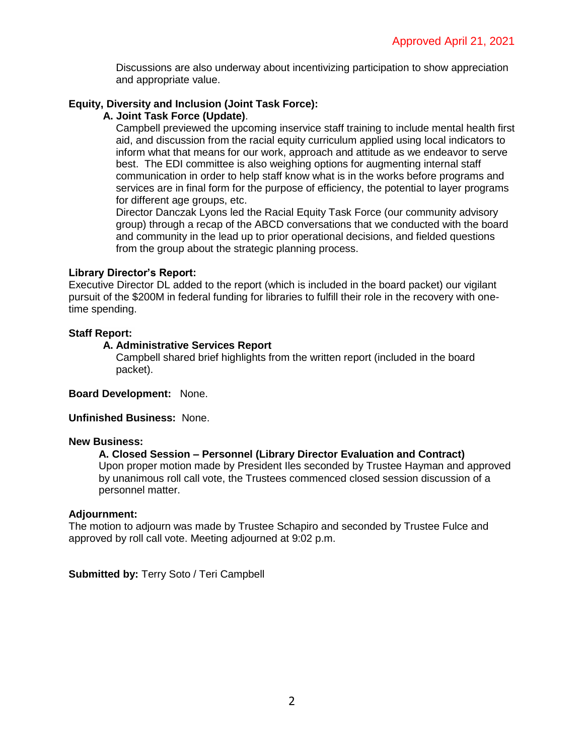Approved April 21, 2021

Discussions are also underway about incentivizing participation to show appreciation and appropriate value.

**Equity, Diversity and Inclusion (Joint Task Force):**

**A. Joint Task Force (Update)**.

Campbell previewed the upcoming inservice staff training to include mental health first aid, and discussion from the racial equity curriculum applied using local indicators to inform what that means for our work, approach and attitude as we endeavor to serve best. The EDI committee is also weighing options for augmenting internal staff communication in order to help staff know what is in the works before programs and services are in final form for the purpose of efficiency, the potential to layer programs for different age groups, etc.

Director Danczak Lyons led the Racial Equity Task Force (our community advisory group) through a recap of the ABCD conversations that we conducted with the board and community in the lead up to prior operational decisions, and fielded questions from the group about the strategic planning process.

**Library Director's Report:**

Executive Director DL added to the report (which is included in the board packet) our vigilant pursuit of the $200M in federal funding for libraries to fulfill their role in the recovery with one-time spending.

**Staff Report:**

**A. Administrative Services Report**

Campbell shared brief highlights from the written report (included in the board packet).

**Board Development:** None.

**Unfinished Business:** None.

**New Business:**

**A. Closed Session – Personnel (Library Director Evaluation and Contract)**

Upon proper motion made by President Iles seconded by Trustee Hayman and approved by unanimous roll call vote, the Trustees commenced closed session discussion of a personnel matter.

**Adjournment:**

The motion to adjourn was made by Trustee Schapiro and seconded by Trustee Fulce and approved by roll call vote. Meeting adjourned at 9:02 p.m.

**Submitted by:** Terry Soto / Teri Campbell